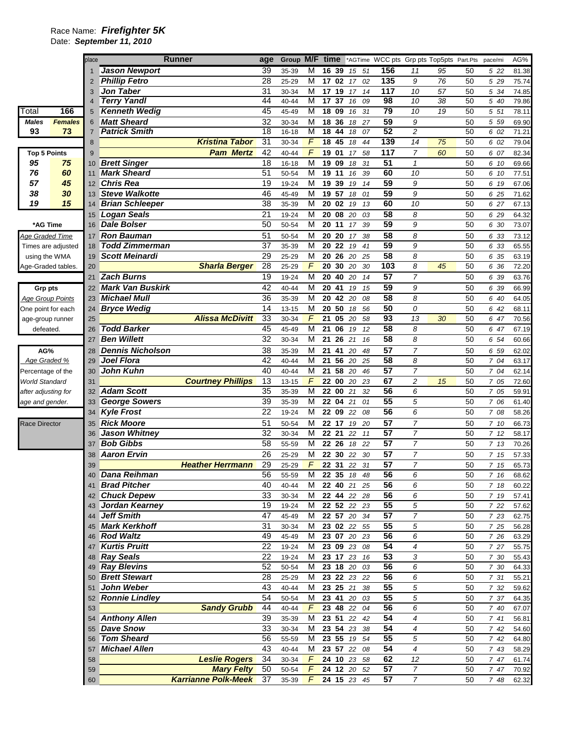Race Name: ***Firefighter 5K***
Date: ***September 11, 2010***

| place | Runner | age | Group | M/F | time | *AGTime | WCC pts | Grp pts | Top5pts | Part.Pts | pace/mi | AG% |
|---|---|---|---|---|---|---|---|---|---|---|---|---|
| 1 | **Jason Newport** | 39 | 35-39 | M | 16 39 | 15 51 | 156 | 11 | 95 | 50 | 5 22 | 81.38 |
| 2 | **Phillip Fetro** | 28 | 25-29 | M | 17 02 | 17 02 | 135 | 9 | 76 | 50 | 5 29 | 75.74 |
| 3 | **Jon Taber** | 31 | 30-34 | M | 17 19 | 17 14 | 117 | 10 | 57 | 50 | 5 34 | 74.85 |
| 4 | **Terry Yandl** | 44 | 40-44 | M | 17 37 | 16 09 | 98 | 10 | 38 | 50 | 5 40 | 79.86 |
| 5 | **Kenneth Wedig** | 45 | 45-49 | M | 18 09 | 16 31 | 79 | 10 | 19 | 50 | 5 51 | 78.11 |
| 6 | **Matt Sheard** | 32 | 30-34 | M | 18 36 | 18 27 | 59 | 9 | | 50 | 5 59 | 69.90 |
| 7 | **Patrick Smith** | 18 | 16-18 | M | 18 44 | 18 07 | 52 | 2 | | 50 | 6 02 | 71.21 |
| 8 | **Kristina Tabor** | 31 | 30-34 | F | 18 45 | 18 44 | 139 | 14 | 75 | 50 | 6 02 | 79.04 |
| 9 | **Pam Mertz** | 42 | 40-44 | F | 19 01 | 17 58 | 117 | 7 | 60 | 50 | 6 07 | 82.34 |
| 10 | **Brett Singer** | 18 | 16-18 | M | 19 09 | 18 31 | 51 | 1 | | 50 | 6 10 | 69.66 |
| 11 | **Mark Sheard** | 51 | 50-54 | M | 19 11 | 16 39 | 60 | 10 | | 50 | 6 10 | 77.51 |
| 12 | **Chris Rea** | 19 | 19-24 | M | 19 39 | 19 14 | 59 | 9 | | 50 | 6 19 | 67.06 |
| 13 | **Steve Walkotte** | 46 | 45-49 | M | 19 57 | 18 01 | 59 | 9 | | 50 | 6 25 | 71.62 |
| 14 | **Brian Schleeper** | 38 | 35-39 | M | 20 02 | 19 13 | 60 | 10 | | 50 | 6 27 | 67.13 |
| 15 | **Logan Seals** | 21 | 19-24 | M | 20 08 | 20 03 | 58 | 8 | | 50 | 6 29 | 64.32 |
| 16 | **Dale Bolser** | 50 | 50-54 | M | 20 11 | 17 39 | 59 | 9 | | 50 | 6 30 | 73.07 |
| 17 | **Ron Bauman** | 51 | 50-54 | M | 20 20 | 17 38 | 58 | 8 | | 50 | 6 33 | 73.12 |
| 18 | **Todd Zimmerman** | 37 | 35-39 | M | 20 22 | 19 41 | 59 | 9 | | 50 | 6 33 | 65.55 |
| 19 | **Scott Meinardi** | 29 | 25-29 | M | 20 26 | 20 25 | 58 | 8 | | 50 | 6 35 | 63.19 |
| 20 | **Sharla Berger** | 28 | 25-29 | F | 20 30 | 20 30 | 103 | 8 | 45 | 50 | 6 36 | 72.20 |
| 21 | **Zach Burns** | 19 | 19-24 | M | 20 40 | 20 14 | 57 | 7 | | 50 | 6 39 | 63.76 |
| 22 | **Mark Van Buskirk** | 42 | 40-44 | M | 20 41 | 19 15 | 59 | 9 | | 50 | 6 39 | 66.99 |
| 23 | **Michael Mull** | 36 | 35-39 | M | 20 42 | 20 08 | 58 | 8 | | 50 | 6 40 | 64.05 |
| 24 | **Bryce Wedig** | 14 | 13-15 | M | 20 50 | 18 56 | 50 | 0 | | 50 | 6 42 | 68.11 |
| 25 | **Alissa McDivitt** | 33 | 30-34 | F | 21 05 | 20 58 | 93 | 13 | 30 | 50 | 6 47 | 70.56 |
| 26 | **Todd Barker** | 45 | 45-49 | M | 21 06 | 19 12 | 58 | 8 | | 50 | 6 47 | 67.19 |
| 27 | **Ben Willett** | 32 | 30-34 | M | 21 26 | 21 16 | 58 | 8 | | 50 | 6 54 | 60.66 |
| 28 | **Dennis Nicholson** | 38 | 35-39 | M | 21 41 | 20 48 | 57 | 7 | | 50 | 6 59 | 62.02 |
| 29 | **Joel Flora** | 42 | 40-44 | M | 21 56 | 20 25 | 58 | 8 | | 50 | 7 04 | 63.17 |
| 30 | **John Kuhn** | 40 | 40-44 | M | 21 58 | 20 46 | 57 | 7 | | 50 | 7 04 | 62.14 |
| 31 | **Courtney Phillips** | 13 | 13-15 | F | 22 00 | 20 23 | 67 | 2 | 15 | 50 | 7 05 | 72.60 |
| 32 | **Adam Scott** | 35 | 35-39 | M | 22 00 | 21 32 | 56 | 6 | | 50 | 7 05 | 59.91 |
| 33 | **George Sowers** | 39 | 35-39 | M | 22 04 | 21 01 | 55 | 5 | | 50 | 7 06 | 61.40 |
| 34 | **Kyle Frost** | 22 | 19-24 | M | 22 09 | 22 08 | 56 | 6 | | 50 | 7 08 | 58.26 |
| 35 | **Rick Moore** | 51 | 50-54 | M | 22 17 | 19 20 | 57 | 7 | | 50 | 7 10 | 66.73 |
| 36 | **Jason Whitney** | 32 | 30-34 | M | 22 21 | 22 11 | 57 | 7 | | 50 | 7 12 | 58.17 |
| 37 | **Bob Gibbs** | 58 | 55-59 | M | 22 26 | 18 22 | 57 | 7 | | 50 | 7 13 | 70.26 |
| 38 | **Aaron Ervin** | 26 | 25-29 | M | 22 30 | 22 30 | 57 | 7 | | 50 | 7 15 | 57.33 |
| 39 | **Heather Herrmann** | 29 | 25-29 | F | 22 31 | 22 31 | 57 | 7 | | 50 | 7 15 | 65.73 |
| 40 | **Dana Reihman** | 56 | 55-59 | M | 22 35 | 18 48 | 56 | 6 | | 50 | 7 16 | 68.62 |
| 41 | **Brad Pitcher** | 40 | 40-44 | M | 22 40 | 21 25 | 56 | 6 | | 50 | 7 18 | 60.22 |
| 42 | **Chuck Depew** | 33 | 30-34 | M | 22 44 | 22 28 | 56 | 6 | | 50 | 7 19 | 57.41 |
| 43 | **Jordan Kearney** | 19 | 19-24 | M | 22 52 | 22 23 | 55 | 5 | | 50 | 7 22 | 57.62 |
| 44 | **Jeff Smith** | 47 | 45-49 | M | 22 57 | 20 34 | 57 | 7 | | 50 | 7 23 | 62.75 |
| 45 | **Mark Kerkhoff** | 31 | 30-34 | M | 23 02 | 22 55 | 55 | 5 | | 50 | 7 25 | 56.28 |
| 46 | **Rod Waltz** | 49 | 45-49 | M | 23 07 | 20 23 | 56 | 6 | | 50 | 7 26 | 63.29 |
| 47 | **Kurtis Pruitt** | 22 | 19-24 | M | 23 09 | 23 08 | 54 | 4 | | 50 | 7 27 | 55.75 |
| 48 | **Ray Seals** | 22 | 19-24 | M | 23 17 | 23 16 | 53 | 3 | | 50 | 7 30 | 55.43 |
| 49 | **Ray Blevins** | 52 | 50-54 | M | 23 18 | 20 03 | 56 | 6 | | 50 | 7 30 | 64.33 |
| 50 | **Brett Stewart** | 28 | 25-29 | M | 23 22 | 23 22 | 56 | 6 | | 50 | 7 31 | 55.21 |
| 51 | **John Weber** | 43 | 40-44 | M | 23 25 | 21 38 | 55 | 5 | | 50 | 7 32 | 59.62 |
| 52 | **Ronnie Lindley** | 54 | 50-54 | M | 23 41 | 20 03 | 55 | 5 | | 50 | 7 37 | 64.35 |
| 53 | **Sandy Grubb** | 44 | 40-44 | F | 23 48 | 22 04 | 56 | 6 | | 50 | 7 40 | 67.07 |
| 54 | **Anthony Allen** | 39 | 35-39 | M | 23 51 | 22 42 | 54 | 4 | | 50 | 7 41 | 56.81 |
| 55 | **Dave Snow** | 33 | 30-34 | M | 23 54 | 23 38 | 54 | 4 | | 50 | 7 42 | 54.60 |
| 56 | **Tom Sheard** | 56 | 55-59 | M | 23 55 | 19 54 | 55 | 5 | | 50 | 7 42 | 64.80 |
| 57 | **Michael Allen** | 43 | 40-44 | M | 23 57 | 22 08 | 54 | 4 | | 50 | 7 43 | 58.29 |
| 58 | **Leslie Rogers** | 34 | 30-34 | F | 24 10 | 23 58 | 62 | 12 | | 50 | 7 47 | 61.74 |
| 59 | **Mary Felty** | 50 | 50-54 | F | 24 12 | 20 52 | 57 | 7 | | 50 | 7 47 | 70.92 |
| 60 | **Karrianne Polk-Meek** | 37 | 35-39 | F | 24 15 | 23 45 | 57 | 7 | | 50 | 7 48 | 62.32 |

| Total | 166 |
|---|---|
| ***Males*** | ***Females*** |
| **93** | **73** |

| **Top 5 Points** | |
|---|---|
| ***95*** | ***75*** |
| ***76*** | ***60*** |
| ***57*** | ***45*** |
| ***38*** | ***30*** |
| ***19*** | ***15*** |

**\*AG Time**

*Age Graded Time*
Times are adjusted using the WMA Age-Graded tables.

**Grp pts**

*Age Group Points*
One point for each age-group runner defeated.

**AG%**

*Age Graded %*
Percentage of the *World Standard after adjusting for age and gender.*

Race Director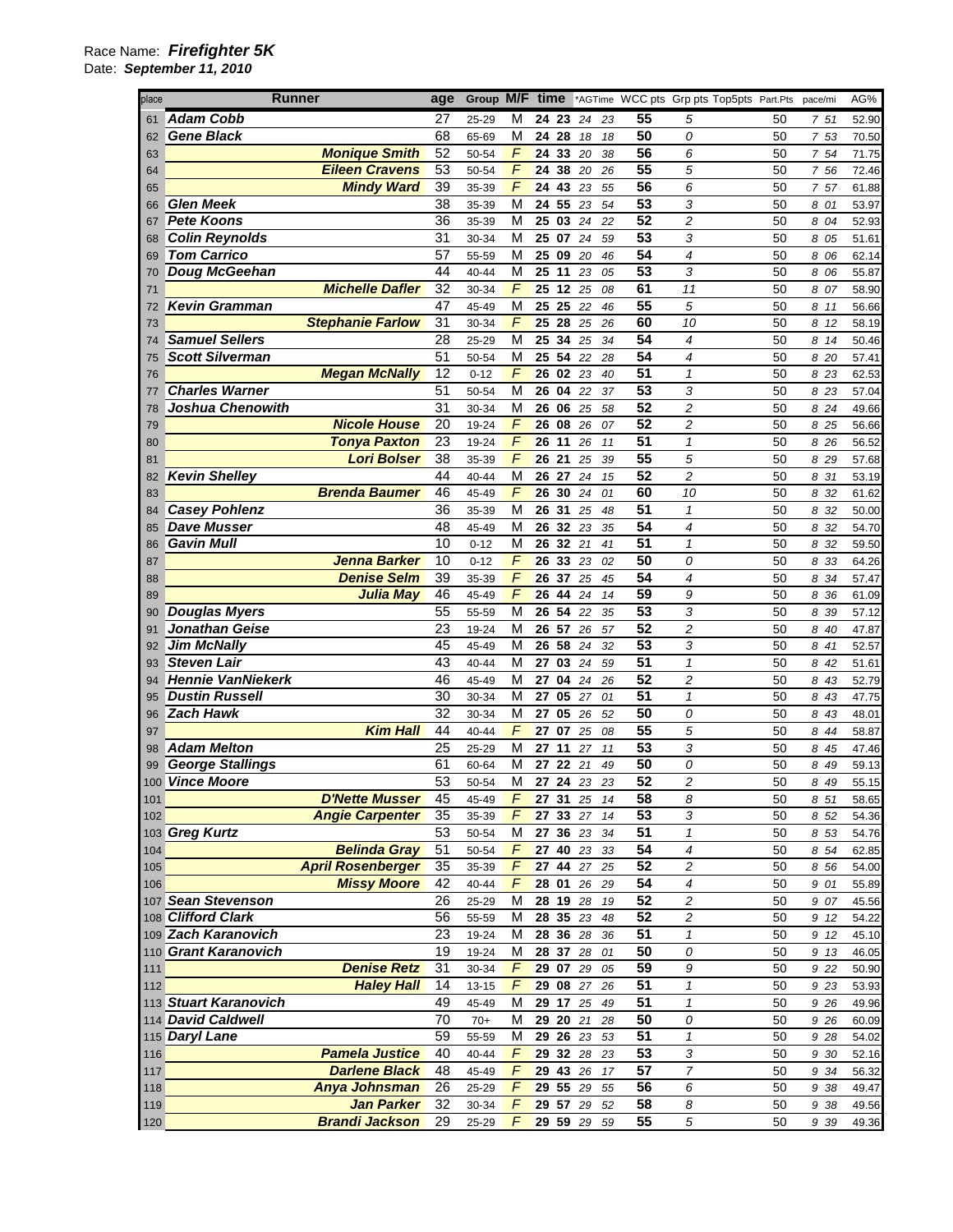Race Name: ***Firefighter 5K***
Date: ***September 11, 2010***

| place | Runner | age | Group | M/F | time | *AGTime | WCC pts | Grp pts | Top5pts | Part.Pts | pace/mi | AG% |
|---|---|---|---|---|---|---|---|---|---|---|---|---|
| 61 | Adam Cobb | 27 | 25-29 | M | 24 23 | 24 23 | 55 | 5 | | 50 | 7 51 | 52.90 |
| 62 | Gene Black | 68 | 65-69 | M | 24 28 | 18 18 | 50 | 0 | | 50 | 7 53 | 70.50 |
| 63 | Monique Smith | 52 | 50-54 | F | 24 33 | 20 38 | 56 | 6 | | 50 | 7 54 | 71.75 |
| 64 | Eileen Cravens | 53 | 50-54 | F | 24 38 | 20 26 | 55 | 5 | | 50 | 7 56 | 72.46 |
| 65 | Mindy Ward | 39 | 35-39 | F | 24 43 | 23 55 | 56 | 6 | | 50 | 7 57 | 61.88 |
| 66 | Glen Meek | 38 | 35-39 | M | 24 55 | 23 54 | 53 | 3 | | 50 | 8 01 | 53.97 |
| 67 | Pete Koons | 36 | 35-39 | M | 25 03 | 24 22 | 52 | 2 | | 50 | 8 04 | 52.93 |
| 68 | Colin Reynolds | 31 | 30-34 | M | 25 07 | 24 59 | 53 | 3 | | 50 | 8 05 | 51.61 |
| 69 | Tom Carrico | 57 | 55-59 | M | 25 09 | 20 46 | 54 | 4 | | 50 | 8 06 | 62.14 |
| 70 | Doug McGeehan | 44 | 40-44 | M | 25 11 | 23 05 | 53 | 3 | | 50 | 8 06 | 55.87 |
| 71 | Michelle Dafler | 32 | 30-34 | F | 25 12 | 25 08 | 61 | 11 | | 50 | 8 07 | 58.90 |
| 72 | Kevin Gramman | 47 | 45-49 | M | 25 25 | 22 46 | 55 | 5 | | 50 | 8 11 | 56.66 |
| 73 | Stephanie Farlow | 31 | 30-34 | F | 25 28 | 25 26 | 60 | 10 | | 50 | 8 12 | 58.19 |
| 74 | Samuel Sellers | 28 | 25-29 | M | 25 34 | 25 34 | 54 | 4 | | 50 | 8 14 | 50.46 |
| 75 | Scott Silverman | 51 | 50-54 | M | 25 54 | 22 28 | 54 | 4 | | 50 | 8 20 | 57.41 |
| 76 | Megan McNally | 12 | 0-12 | F | 26 02 | 23 40 | 51 | 1 | | 50 | 8 23 | 62.53 |
| 77 | Charles Warner | 51 | 50-54 | M | 26 04 | 22 37 | 53 | 3 | | 50 | 8 23 | 57.04 |
| 78 | Joshua Chenowith | 31 | 30-34 | M | 26 06 | 25 58 | 52 | 2 | | 50 | 8 24 | 49.66 |
| 79 | Nicole House | 20 | 19-24 | F | 26 08 | 26 07 | 52 | 2 | | 50 | 8 25 | 56.66 |
| 80 | Tonya Paxton | 23 | 19-24 | F | 26 11 | 26 11 | 51 | 1 | | 50 | 8 26 | 56.52 |
| 81 | Lori Bolser | 38 | 35-39 | F | 26 21 | 25 39 | 55 | 5 | | 50 | 8 29 | 57.68 |
| 82 | Kevin Shelley | 44 | 40-44 | M | 26 27 | 24 15 | 52 | 2 | | 50 | 8 31 | 53.19 |
| 83 | Brenda Baumer | 46 | 45-49 | F | 26 30 | 24 01 | 60 | 10 | | 50 | 8 32 | 61.62 |
| 84 | Casey Pohlenz | 36 | 35-39 | M | 26 31 | 25 48 | 51 | 1 | | 50 | 8 32 | 50.00 |
| 85 | Dave Musser | 48 | 45-49 | M | 26 32 | 23 35 | 54 | 4 | | 50 | 8 32 | 54.70 |
| 86 | Gavin Mull | 10 | 0-12 | M | 26 32 | 21 41 | 51 | 1 | | 50 | 8 32 | 59.50 |
| 87 | Jenna Barker | 10 | 0-12 | F | 26 33 | 23 02 | 50 | 0 | | 50 | 8 33 | 64.26 |
| 88 | Denise Selm | 39 | 35-39 | F | 26 37 | 25 45 | 54 | 4 | | 50 | 8 34 | 57.47 |
| 89 | Julia May | 46 | 45-49 | F | 26 44 | 24 14 | 59 | 9 | | 50 | 8 36 | 61.09 |
| 90 | Douglas Myers | 55 | 55-59 | M | 26 54 | 22 35 | 53 | 3 | | 50 | 8 39 | 57.12 |
| 91 | Jonathan Geise | 23 | 19-24 | M | 26 57 | 26 57 | 52 | 2 | | 50 | 8 40 | 47.87 |
| 92 | Jim McNally | 45 | 45-49 | M | 26 58 | 24 32 | 53 | 3 | | 50 | 8 41 | 52.57 |
| 93 | Steven Lair | 43 | 40-44 | M | 27 03 | 24 59 | 51 | 1 | | 50 | 8 42 | 51.61 |
| 94 | Hennie VanNiekerk | 46 | 45-49 | M | 27 04 | 24 26 | 52 | 2 | | 50 | 8 43 | 52.79 |
| 95 | Dustin Russell | 30 | 30-34 | M | 27 05 | 27 01 | 51 | 1 | | 50 | 8 43 | 47.75 |
| 96 | Zach Hawk | 32 | 30-34 | M | 27 05 | 26 52 | 50 | 0 | | 50 | 8 43 | 48.01 |
| 97 | Kim Hall | 44 | 40-44 | F | 27 07 | 25 08 | 55 | 5 | | 50 | 8 44 | 58.87 |
| 98 | Adam Melton | 25 | 25-29 | M | 27 11 | 27 11 | 53 | 3 | | 50 | 8 45 | 47.46 |
| 99 | George Stallings | 61 | 60-64 | M | 27 22 | 21 49 | 50 | 0 | | 50 | 8 49 | 59.13 |
| 100 | Vince Moore | 53 | 50-54 | M | 27 24 | 23 23 | 52 | 2 | | 50 | 8 49 | 55.15 |
| 101 | D'Nette Musser | 45 | 45-49 | F | 27 31 | 25 14 | 58 | 8 | | 50 | 8 51 | 58.65 |
| 102 | Angie Carpenter | 35 | 35-39 | F | 27 33 | 27 14 | 53 | 3 | | 50 | 8 52 | 54.36 |
| 103 | Greg Kurtz | 53 | 50-54 | M | 27 36 | 23 34 | 51 | 1 | | 50 | 8 53 | 54.76 |
| 104 | Belinda Gray | 51 | 50-54 | F | 27 40 | 23 33 | 54 | 4 | | 50 | 8 54 | 62.85 |
| 105 | April Rosenberger | 35 | 35-39 | F | 27 44 | 27 25 | 52 | 2 | | 50 | 8 56 | 54.00 |
| 106 | Missy Moore | 42 | 40-44 | F | 28 01 | 26 29 | 54 | 4 | | 50 | 9 01 | 55.89 |
| 107 | Sean Stevenson | 26 | 25-29 | M | 28 19 | 28 19 | 52 | 2 | | 50 | 9 07 | 45.56 |
| 108 | Clifford Clark | 56 | 55-59 | M | 28 35 | 23 48 | 52 | 2 | | 50 | 9 12 | 54.22 |
| 109 | Zach Karanovich | 23 | 19-24 | M | 28 36 | 28 36 | 51 | 1 | | 50 | 9 12 | 45.10 |
| 110 | Grant Karanovich | 19 | 19-24 | M | 28 37 | 28 01 | 50 | 0 | | 50 | 9 13 | 46.05 |
| 111 | Denise Retz | 31 | 30-34 | F | 29 07 | 29 05 | 59 | 9 | | 50 | 9 22 | 50.90 |
| 112 | Haley Hall | 14 | 13-15 | F | 29 08 | 27 26 | 51 | 1 | | 50 | 9 23 | 53.93 |
| 113 | Stuart Karanovich | 49 | 45-49 | M | 29 17 | 25 49 | 51 | 1 | | 50 | 9 26 | 49.96 |
| 114 | David Caldwell | 70 | 70+ | M | 29 20 | 21 28 | 50 | 0 | | 50 | 9 26 | 60.09 |
| 115 | Daryl Lane | 59 | 55-59 | M | 29 26 | 23 53 | 51 | 1 | | 50 | 9 28 | 54.02 |
| 116 | Pamela Justice | 40 | 40-44 | F | 29 32 | 28 23 | 53 | 3 | | 50 | 9 30 | 52.16 |
| 117 | Darlene Black | 48 | 45-49 | F | 29 43 | 26 17 | 57 | 7 | | 50 | 9 34 | 56.32 |
| 118 | Anya Johnsman | 26 | 25-29 | F | 29 55 | 29 55 | 56 | 6 | | 50 | 9 38 | 49.47 |
| 119 | Jan Parker | 32 | 30-34 | F | 29 57 | 29 52 | 58 | 8 | | 50 | 9 38 | 49.56 |
| 120 | Brandi Jackson | 29 | 25-29 | F | 29 59 | 29 59 | 55 | 5 | | 50 | 9 39 | 49.36 |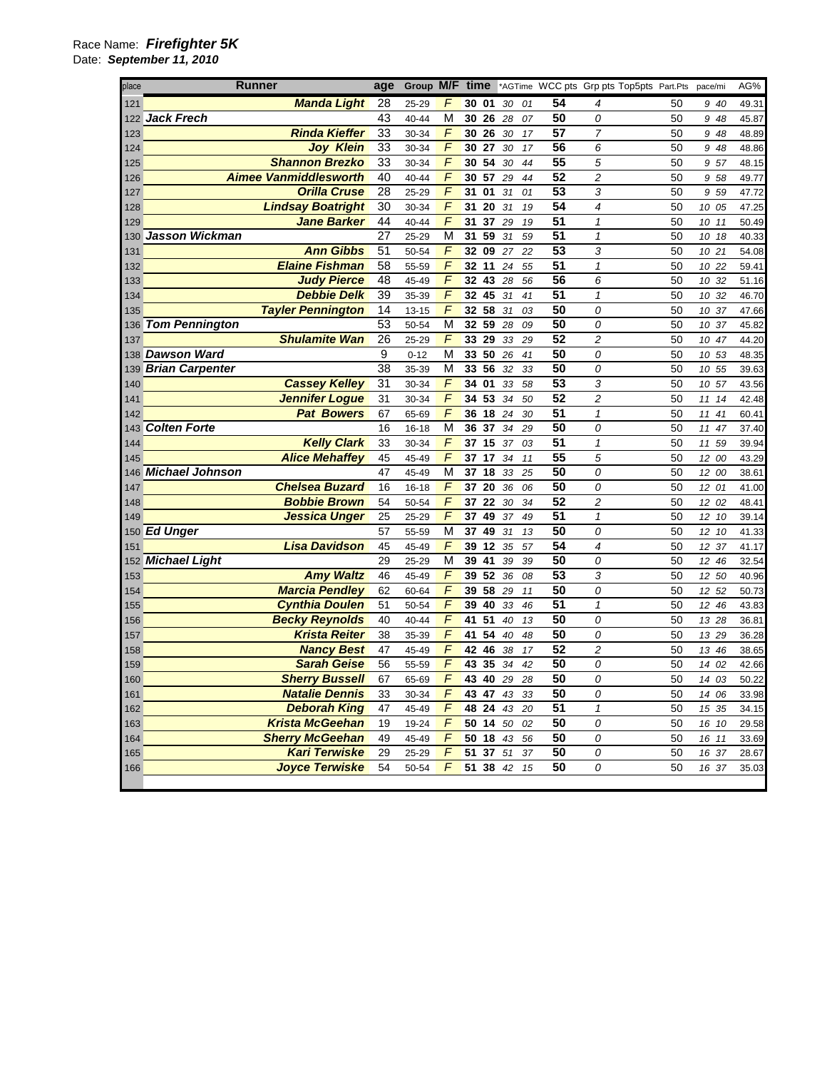Race Name: ***Firefighter 5K***
Date: ***September 11, 2010***

| place | Runner | age | Group | M/F | time | | *AGTime | | WCC pts | Grp pts | Top5pts | Part.Pts | pace/mi | | AG% |
|---|---|---|---|---|---|---|---|---|---|---|---|---|---|---|---|
| 121 | Manda Light | 28 | 25-29 | F | 30 | 01 | 30 | 01 | 54 | 4 | | 50 | 9 | 40 | 49.31 |
| 122 | Jack Frech | 43 | 40-44 | M | 30 | 26 | 28 | 07 | 50 | 0 | | 50 | 9 | 48 | 45.87 |
| 123 | Rinda Kieffer | 33 | 30-34 | F | 30 | 26 | 30 | 17 | 57 | 7 | | 50 | 9 | 48 | 48.89 |
| 124 | Joy Klein | 33 | 30-34 | F | 30 | 27 | 30 | 17 | 56 | 6 | | 50 | 9 | 48 | 48.86 |
| 125 | Shannon Brezko | 33 | 30-34 | F | 30 | 54 | 30 | 44 | 55 | 5 | | 50 | 9 | 57 | 48.15 |
| 126 | Aimee Vanmiddlesworth | 40 | 40-44 | F | 30 | 57 | 29 | 44 | 52 | 2 | | 50 | 9 | 58 | 49.77 |
| 127 | Orilla Cruse | 28 | 25-29 | F | 31 | 01 | 31 | 01 | 53 | 3 | | 50 | 9 | 59 | 47.72 |
| 128 | Lindsay Boatright | 30 | 30-34 | F | 31 | 20 | 31 | 19 | 54 | 4 | | 50 | 10 | 05 | 47.25 |
| 129 | Jane Barker | 44 | 40-44 | F | 31 | 37 | 29 | 19 | 51 | 1 | | 50 | 10 | 11 | 50.49 |
| 130 | Jasson Wickman | 27 | 25-29 | M | 31 | 59 | 31 | 59 | 51 | 1 | | 50 | 10 | 18 | 40.33 |
| 131 | Ann Gibbs | 51 | 50-54 | F | 32 | 09 | 27 | 22 | 53 | 3 | | 50 | 10 | 21 | 54.08 |
| 132 | Elaine Fishman | 58 | 55-59 | F | 32 | 11 | 24 | 55 | 51 | 1 | | 50 | 10 | 22 | 59.41 |
| 133 | Judy Pierce | 48 | 45-49 | F | 32 | 43 | 28 | 56 | 56 | 6 | | 50 | 10 | 32 | 51.16 |
| 134 | Debbie Delk | 39 | 35-39 | F | 32 | 45 | 31 | 41 | 51 | 1 | | 50 | 10 | 32 | 46.70 |
| 135 | Tayler Pennington | 14 | 13-15 | F | 32 | 58 | 31 | 03 | 50 | 0 | | 50 | 10 | 37 | 47.66 |
| 136 | Tom Pennington | 53 | 50-54 | M | 32 | 59 | 28 | 09 | 50 | 0 | | 50 | 10 | 37 | 45.82 |
| 137 | Shulamite Wan | 26 | 25-29 | F | 33 | 29 | 33 | 29 | 52 | 2 | | 50 | 10 | 47 | 44.20 |
| 138 | Dawson Ward | 9 | 0-12 | M | 33 | 50 | 26 | 41 | 50 | 0 | | 50 | 10 | 53 | 48.35 |
| 139 | Brian Carpenter | 38 | 35-39 | M | 33 | 56 | 32 | 33 | 50 | 0 | | 50 | 10 | 55 | 39.63 |
| 140 | Cassey Kelley | 31 | 30-34 | F | 34 | 01 | 33 | 58 | 53 | 3 | | 50 | 10 | 57 | 43.56 |
| 141 | Jennifer Logue | 31 | 30-34 | F | 34 | 53 | 34 | 50 | 52 | 2 | | 50 | 11 | 14 | 42.48 |
| 142 | Pat Bowers | 67 | 65-69 | F | 36 | 18 | 24 | 30 | 51 | 1 | | 50 | 11 | 41 | 60.41 |
| 143 | Colten Forte | 16 | 16-18 | M | 36 | 37 | 34 | 29 | 50 | 0 | | 50 | 11 | 47 | 37.40 |
| 144 | Kelly Clark | 33 | 30-34 | F | 37 | 15 | 37 | 03 | 51 | 1 | | 50 | 11 | 59 | 39.94 |
| 145 | Alice Mehaffey | 45 | 45-49 | F | 37 | 17 | 34 | 11 | 55 | 5 | | 50 | 12 | 00 | 43.29 |
| 146 | Michael Johnson | 47 | 45-49 | M | 37 | 18 | 33 | 25 | 50 | 0 | | 50 | 12 | 00 | 38.61 |
| 147 | Chelsea Buzard | 16 | 16-18 | F | 37 | 20 | 36 | 06 | 50 | 0 | | 50 | 12 | 01 | 41.00 |
| 148 | Bobbie Brown | 54 | 50-54 | F | 37 | 22 | 30 | 34 | 52 | 2 | | 50 | 12 | 02 | 48.41 |
| 149 | Jessica Unger | 25 | 25-29 | F | 37 | 49 | 37 | 49 | 51 | 1 | | 50 | 12 | 10 | 39.14 |
| 150 | Ed Unger | 57 | 55-59 | M | 37 | 49 | 31 | 13 | 50 | 0 | | 50 | 12 | 10 | 41.33 |
| 151 | Lisa Davidson | 45 | 45-49 | F | 39 | 12 | 35 | 57 | 54 | 4 | | 50 | 12 | 37 | 41.17 |
| 152 | Michael Light | 29 | 25-29 | M | 39 | 41 | 39 | 39 | 50 | 0 | | 50 | 12 | 46 | 32.54 |
| 153 | Amy Waltz | 46 | 45-49 | F | 39 | 52 | 36 | 08 | 53 | 3 | | 50 | 12 | 50 | 40.96 |
| 154 | Marcia Pendley | 62 | 60-64 | F | 39 | 58 | 29 | 11 | 50 | 0 | | 50 | 12 | 52 | 50.73 |
| 155 | Cynthia Doulen | 51 | 50-54 | F | 39 | 40 | 33 | 46 | 51 | 1 | | 50 | 12 | 46 | 43.83 |
| 156 | Becky Reynolds | 40 | 40-44 | F | 41 | 51 | 40 | 13 | 50 | 0 | | 50 | 13 | 28 | 36.81 |
| 157 | Krista Reiter | 38 | 35-39 | F | 41 | 54 | 40 | 48 | 50 | 0 | | 50 | 13 | 29 | 36.28 |
| 158 | Nancy Best | 47 | 45-49 | F | 42 | 46 | 38 | 17 | 52 | 2 | | 50 | 13 | 46 | 38.65 |
| 159 | Sarah Geise | 56 | 55-59 | F | 43 | 35 | 34 | 42 | 50 | 0 | | 50 | 14 | 02 | 42.66 |
| 160 | Sherry Bussell | 67 | 65-69 | F | 43 | 40 | 29 | 28 | 50 | 0 | | 50 | 14 | 03 | 50.22 |
| 161 | Natalie Dennis | 33 | 30-34 | F | 43 | 47 | 43 | 33 | 50 | 0 | | 50 | 14 | 06 | 33.98 |
| 162 | Deborah King | 47 | 45-49 | F | 48 | 24 | 43 | 20 | 51 | 1 | | 50 | 15 | 35 | 34.15 |
| 163 | Krista McGeehan | 19 | 19-24 | F | 50 | 14 | 50 | 02 | 50 | 0 | | 50 | 16 | 10 | 29.58 |
| 164 | Sherry McGeehan | 49 | 45-49 | F | 50 | 18 | 43 | 56 | 50 | 0 | | 50 | 16 | 11 | 33.69 |
| 165 | Kari Terwiske | 29 | 25-29 | F | 51 | 37 | 51 | 37 | 50 | 0 | | 50 | 16 | 37 | 28.67 |
| 166 | Joyce Terwiske | 54 | 50-54 | F | 51 | 38 | 42 | 15 | 50 | 0 | | 50 | 16 | 37 | 35.03 |